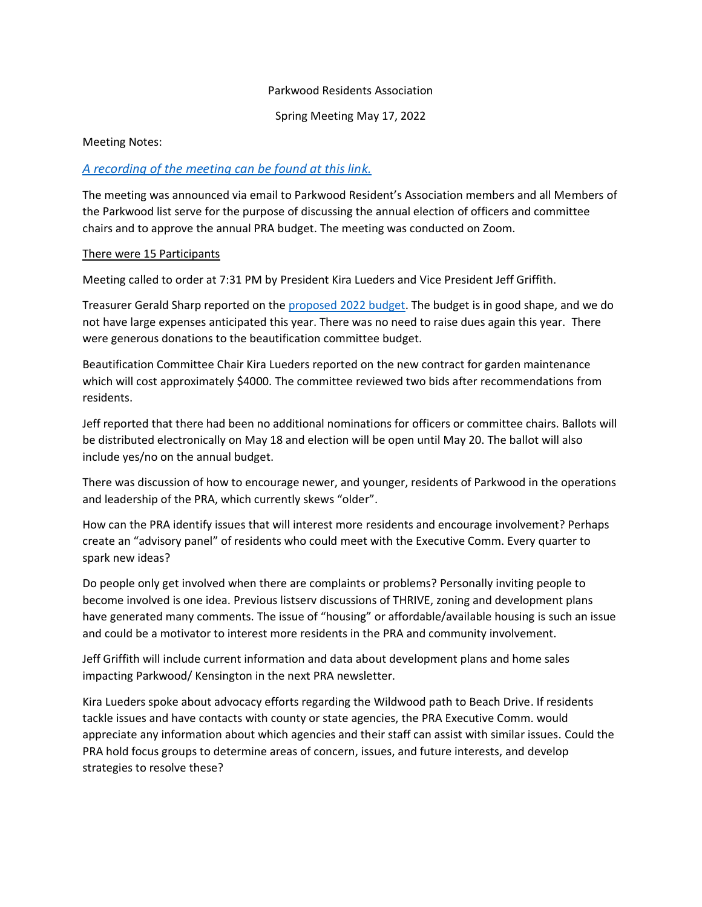Parkwood Residents Association

Spring Meeting May 17, 2022

Meeting Notes:

*[A recording of the meeting can be found at this link.]*

The meeting was announced via email to Parkwood Resident's Association members and all Members of the Parkwood list serve for the purpose of discussing the annual election of officers and committee chairs and to approve the annual PRA budget. The meeting was conducted on Zoom.

There were 15 Participants

Meeting called to order at 7:31 PM by President Kira Lueders and Vice President Jeff Griffith.

Treasurer Gerald Sharp reported on the proposed 2022 budget. The budget is in good shape, and we do not have large expenses anticipated this year. There was no need to raise dues again this year. There were generous donations to the beautification committee budget.

Beautification Committee Chair Kira Lueders reported on the new contract for garden maintenance which will cost approximately $4000. The committee reviewed two bids after recommendations from residents.

Jeff reported that there had been no additional nominations for officers or committee chairs. Ballots will be distributed electronically on May 18 and election will be open until May 20. The ballot will also include yes/no on the annual budget.

There was discussion of how to encourage newer, and younger, residents of Parkwood in the operations and leadership of the PRA, which currently skews "older".

How can the PRA identify issues that will interest more residents and encourage involvement? Perhaps create an "advisory panel" of residents who could meet with the Executive Comm. Every quarter to spark new ideas?

Do people only get involved when there are complaints or problems? Personally inviting people to become involved is one idea. Previous listserv discussions of THRIVE, zoning and development plans have generated many comments. The issue of "housing" or affordable/available housing is such an issue and could be a motivator to interest more residents in the PRA and community involvement.

Jeff Griffith will include current information and data about development plans and home sales impacting Parkwood/ Kensington in the next PRA newsletter.

Kira Lueders spoke about advocacy efforts regarding the Wildwood path to Beach Drive. If residents tackle issues and have contacts with county or state agencies, the PRA Executive Comm. would appreciate any information about which agencies and their staff can assist with similar issues. Could the PRA hold focus groups to determine areas of concern, issues, and future interests, and develop strategies to resolve these?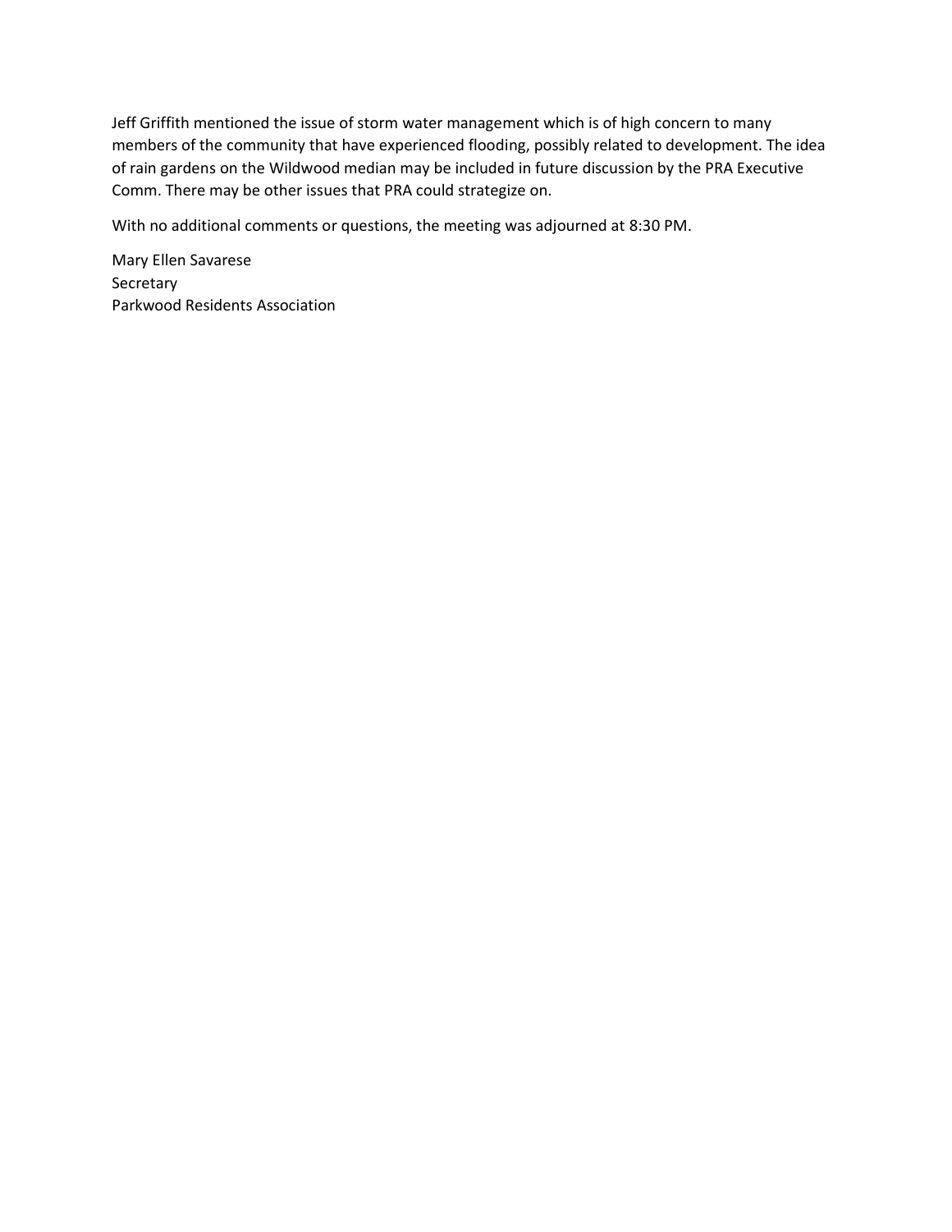Jeff Griffith mentioned the issue of storm water management which is of high concern to many members of the community that have experienced flooding, possibly related to development. The idea of rain gardens on the Wildwood median may be included in future discussion by the PRA Executive Comm. There may be other issues that PRA could strategize on.

With no additional comments or questions, the meeting was adjourned at 8:30 PM.

Mary Ellen Savarese  
Secretary  
Parkwood Residents Association